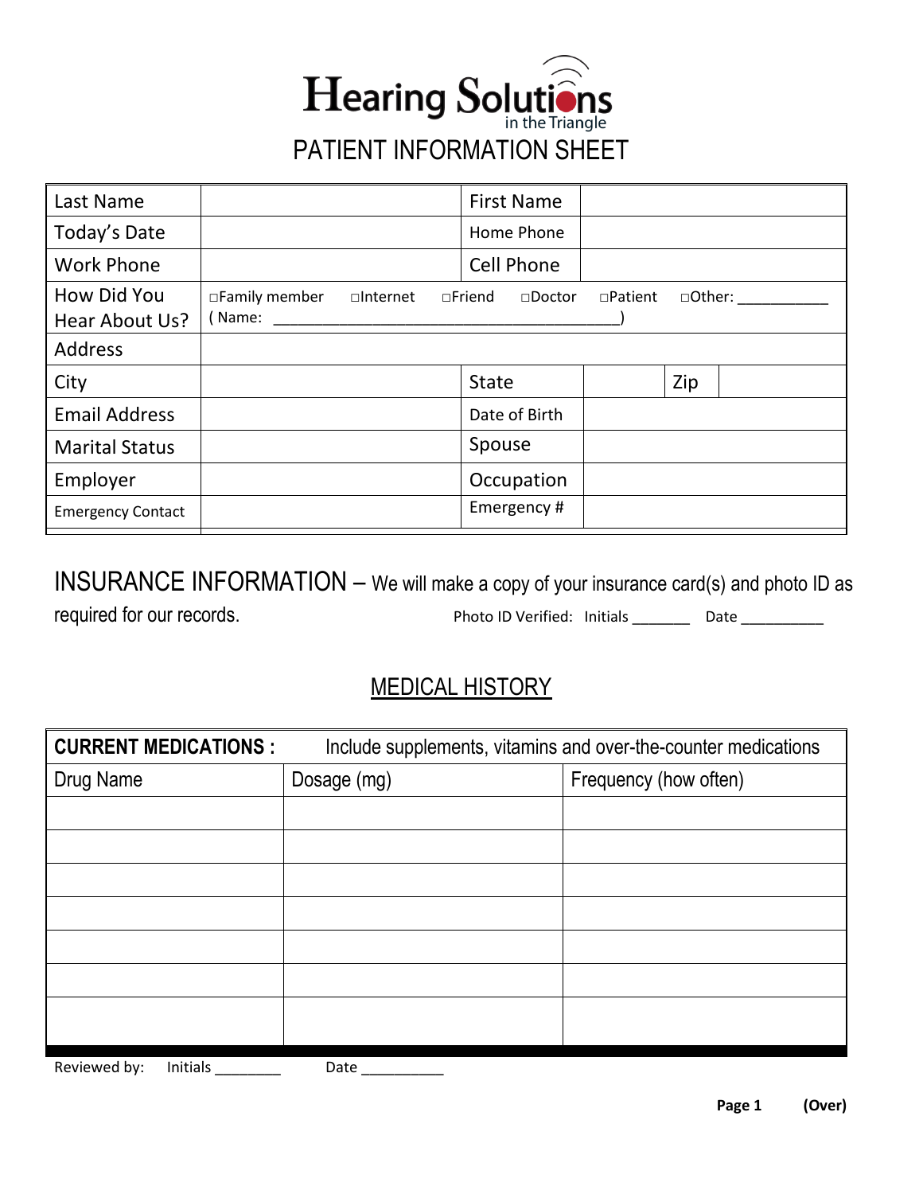# Hearing Solutions
in the Triangle

## PATIENT INFORMATION SHEET

| Last Name | | First Name | | | |
|---|---|---|---|---|---|
| Today's Date | | Home Phone | | | |
| Work Phone | | Cell Phone | | | |
| How Did You Hear About Us? | □Family member □Internet □Friend □Doctor □Patient □Other: __________ ( Name: ______________________________________) | | | | |
| Address | | | | | |
| City | | State | | Zip | |
| Email Address | | Date of Birth | | | |
| Marital Status | | Spouse | | | |
| Employer | | Occupation | | | |
| Emergency Contact | | Emergency # | | | |

**INSURANCE INFORMATION** – We will make a copy of your insurance card(s) and photo ID as required for our records. Photo ID Verified: Initials _______ Date __________

## MEDICAL HISTORY

| **CURRENT MEDICATIONS :** Include supplements, vitamins and over-the-counter medications | | |
|---|---|---|
| Drug Name | Dosage (mg) | Frequency (how often) |
| | | |
| | | |
| | | |
| | | |
| | | |
| | | |
| | | |

Reviewed by: Initials ________ Date __________

(Over)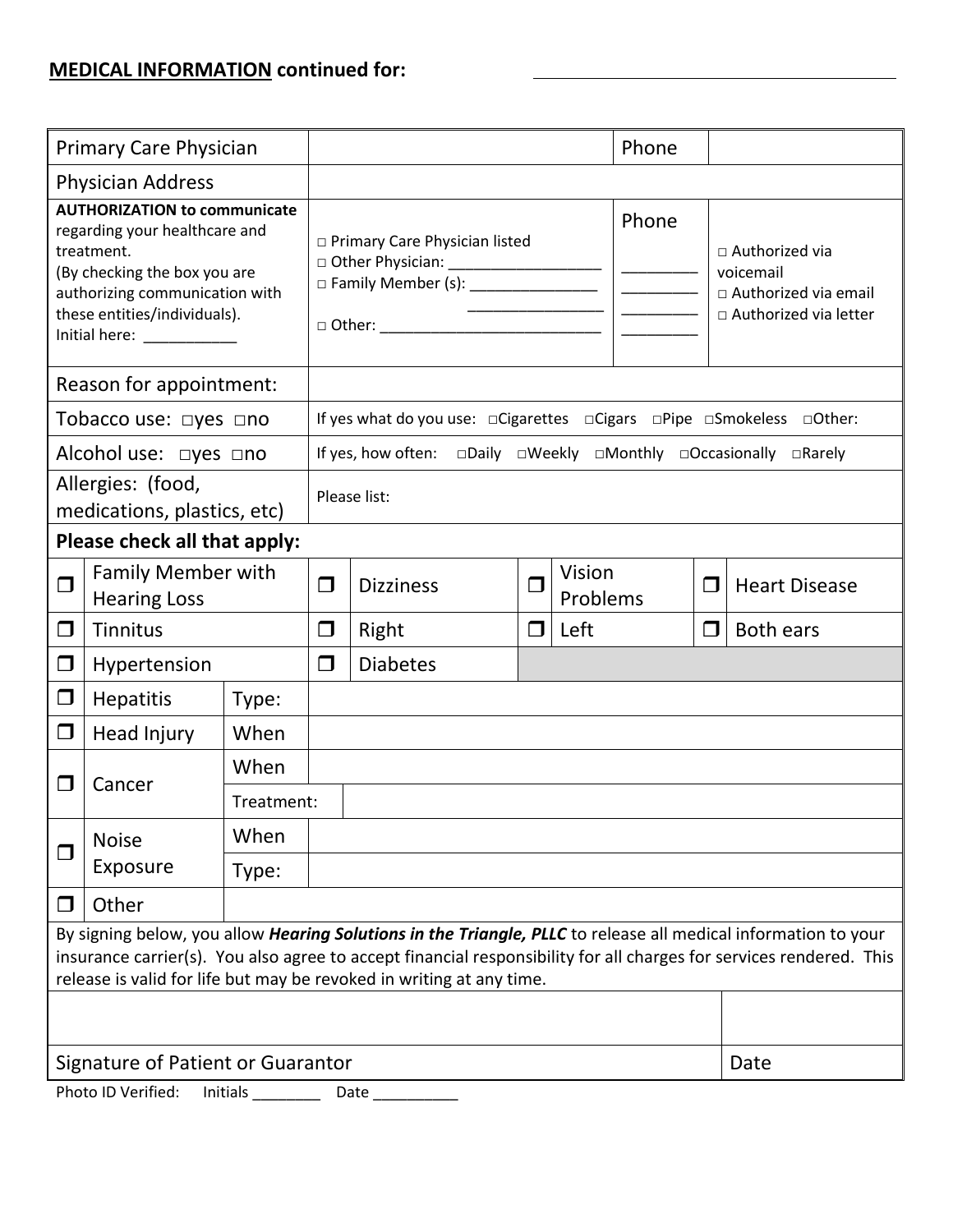**MEDICAL INFORMATION continued for:** ________________________________________

| | | | |
|---|---|---|---|
| Primary Care Physician | | Phone | |
| Physician Address | | | |
| **AUTHORIZATION to communicate** regarding your healthcare and treatment. (By checking the box you are authorizing communication with these entities/individuals). Initial here: ___________ | □ Primary Care Physician listed<br>□ Other Physician: __________________<br>□ Family Member (s): _______________<br>_______________<br>□ Other: __________________________ | Phone<br>_________<br>_________<br>_________<br>_________ | □ Authorized via voicemail<br>□ Authorized via email<br>□ Authorized via letter |
| Reason for appointment: | | | |
| Tobacco use: □yes □no | If yes what do you use: □Cigarettes □Cigars □Pipe □Smokeless □Other: | | |
| Alcohol use: □yes □no | If yes, how often: □Daily □Weekly □Monthly □Occasionally □Rarely | | |
| Allergies: (food, medications, plastics, etc) | Please list: | | |

**Please check all that apply:**

| | | | | | | | |
|---|---|---|---|---|---|---|---|
| ❒ | Family Member with Hearing Loss | ❒ | Dizziness | ❒ | Vision Problems | ❒ | Heart Disease |
| ❒ | Tinnitus | ❒ | Right | ❒ | Left | ❒ | Both ears |
| ❒ | Hypertension | ❒ | Diabetes | | | | |

| | | | |
|---|---|---|---|
| ❒ | Hepatitis | Type: | |
| ❒ | Head Injury | When | |
| ❒ | Cancer | When | |
| | | Treatment: | |
| ❒ | Noise Exposure | When | |
| | | Type: | |
| ❒ | Other | | |

By signing below, you allow ***Hearing Solutions in the Triangle, PLLC*** to release all medical information to your insurance carrier(s). You also agree to accept financial responsibility for all charges for services rendered. This release is valid for life but may be revoked in writing at any time.

| | |
|---|---|
| | |
| Signature of Patient or Guarantor | Date |

Photo ID Verified: Initials ________ Date __________